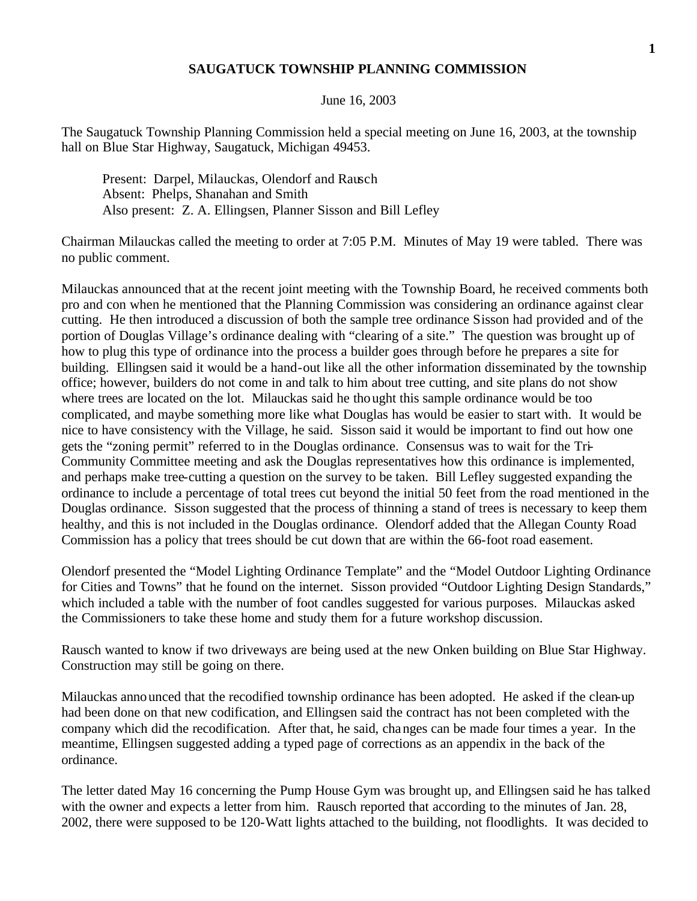# SAUGATUCK TOWNSHIP PLANNING COMMISSION

June 16, 2003

The Saugatuck Township Planning Commission held a special meeting on June 16, 2003, at the township hall on Blue Star Highway, Saugatuck, Michigan 49453.

Present: Darpel, Milauckas, Olendorf and Rausch
Absent: Phelps, Shanahan and Smith
Also present: Z. A. Ellingsen, Planner Sisson and Bill Lefley

Chairman Milauckas called the meeting to order at 7:05 P.M. Minutes of May 19 were tabled. There was no public comment.

Milauckas announced that at the recent joint meeting with the Township Board, he received comments both pro and con when he mentioned that the Planning Commission was considering an ordinance against clear cutting. He then introduced a discussion of both the sample tree ordinance Sisson had provided and of the portion of Douglas Village's ordinance dealing with "clearing of a site." The question was brought up of how to plug this type of ordinance into the process a builder goes through before he prepares a site for building. Ellingsen said it would be a hand-out like all the other information disseminated by the township office; however, builders do not come in and talk to him about tree cutting, and site plans do not show where trees are located on the lot. Milauckas said he thought this sample ordinance would be too complicated, and maybe something more like what Douglas has would be easier to start with. It would be nice to have consistency with the Village, he said. Sisson said it would be important to find out how one gets the "zoning permit" referred to in the Douglas ordinance. Consensus was to wait for the Tri-Community Committee meeting and ask the Douglas representatives how this ordinance is implemented, and perhaps make tree-cutting a question on the survey to be taken. Bill Lefley suggested expanding the ordinance to include a percentage of total trees cut beyond the initial 50 feet from the road mentioned in the Douglas ordinance. Sisson suggested that the process of thinning a stand of trees is necessary to keep them healthy, and this is not included in the Douglas ordinance. Olendorf added that the Allegan County Road Commission has a policy that trees should be cut down that are within the 66-foot road easement.

Olendorf presented the "Model Lighting Ordinance Template" and the "Model Outdoor Lighting Ordinance for Cities and Towns" that he found on the internet. Sisson provided "Outdoor Lighting Design Standards," which included a table with the number of foot candles suggested for various purposes. Milauckas asked the Commissioners to take these home and study them for a future workshop discussion.

Rausch wanted to know if two driveways are being used at the new Onken building on Blue Star Highway. Construction may still be going on there.

Milauckas announced that the recodified township ordinance has been adopted. He asked if the clean-up had been done on that new codification, and Ellingsen said the contract has not been completed with the company which did the recodification. After that, he said, changes can be made four times a year. In the meantime, Ellingsen suggested adding a typed page of corrections as an appendix in the back of the ordinance.

The letter dated May 16 concerning the Pump House Gym was brought up, and Ellingsen said he has talked with the owner and expects a letter from him. Rausch reported that according to the minutes of Jan. 28, 2002, there were supposed to be 120-Watt lights attached to the building, not floodlights. It was decided to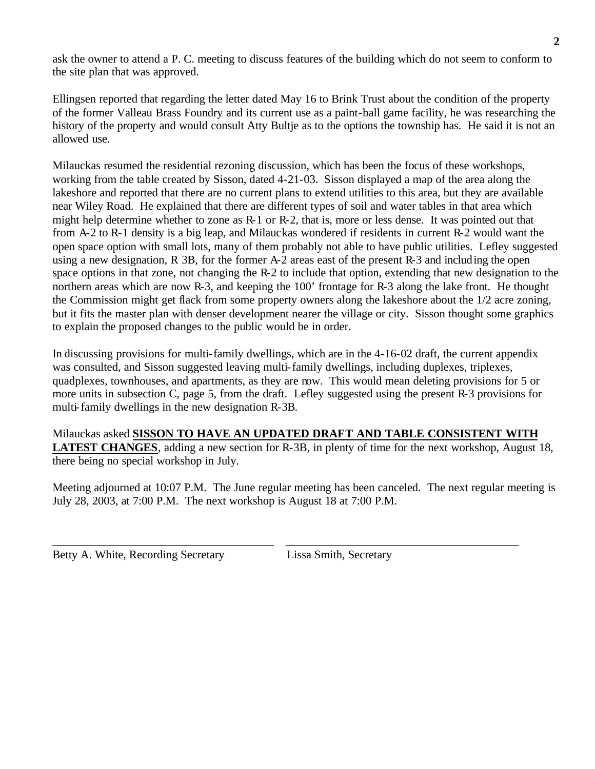ask the owner to attend a P. C. meeting to discuss features of the building which do not seem to conform to the site plan that was approved.

Ellingsen reported that regarding the letter dated May 16 to Brink Trust about the condition of the property of the former Valleau Brass Foundry and its current use as a paint-ball game facility, he was researching the history of the property and would consult Atty Bultje as to the options the township has. He said it is not an allowed use.

Milauckas resumed the residential rezoning discussion, which has been the focus of these workshops, working from the table created by Sisson, dated 4-21-03. Sisson displayed a map of the area along the lakeshore and reported that there are no current plans to extend utilities to this area, but they are available near Wiley Road. He explained that there are different types of soil and water tables in that area which might help determine whether to zone as R-1 or R-2, that is, more or less dense. It was pointed out that from A-2 to R-1 density is a big leap, and Milauckas wondered if residents in current R-2 would want the open space option with small lots, many of them probably not able to have public utilities. Lefley suggested using a new designation, R 3B, for the former A-2 areas east of the present R-3 and including the open space options in that zone, not changing the R-2 to include that option, extending that new designation to the northern areas which are now R-3, and keeping the 100' frontage for R-3 along the lake front. He thought the Commission might get flack from some property owners along the lakeshore about the 1/2 acre zoning, but it fits the master plan with denser development nearer the village or city. Sisson thought some graphics to explain the proposed changes to the public would be in order.

In discussing provisions for multi-family dwellings, which are in the 4-16-02 draft, the current appendix was consulted, and Sisson suggested leaving multi-family dwellings, including duplexes, triplexes, quadplexes, townhouses, and apartments, as they are now. This would mean deleting provisions for 5 or more units in subsection C, page 5, from the draft. Lefley suggested using the present R-3 provisions for multi-family dwellings in the new designation R-3B.

Milauckas asked **SISSON TO HAVE AN UPDATED DRAFT AND TABLE CONSISTENT WITH LATEST CHANGES**, adding a new section for R-3B, in plenty of time for the next workshop, August 18, there being no special workshop in July.

Meeting adjourned at 10:07 P.M. The June regular meeting has been canceled. The next regular meeting is July 28, 2003, at 7:00 P.M. The next workshop is August 18 at 7:00 P.M.

_______________________________________ _________________________________________

Betty A. White, Recording Secretary Lissa Smith, Secretary